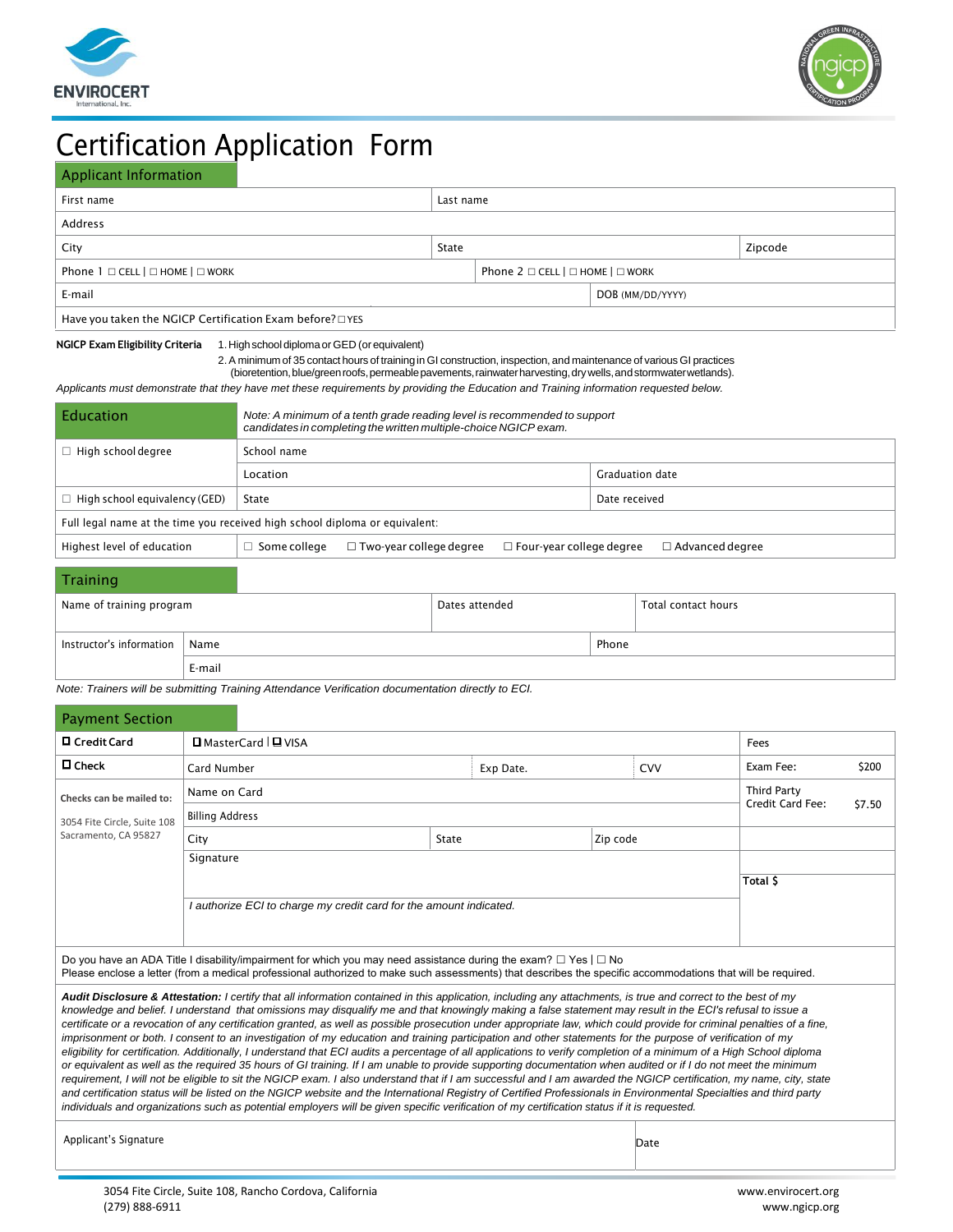# Certification Application Form

## Applicant Information

| | | |
|---|---|---|
| First name | Last name | |
| Address | | |
| City | State | Zipcode |
| Phone 1 ☐ CELL \| ☐ HOME \| ☐ WORK | Phone 2 ☐ CELL \| ☐ HOME \| ☐ WORK | |
| E-mail | DOB (MM/DD/YYYY) | |
| Have you taken the NGICP Certification Exam before? ☐ YES | | |

**NGICP Exam Eligibility Criteria**

1. High school diploma or GED (or equivalent)
2. A minimum of 35 contact hours of training in GI construction, inspection, and maintenance of various GI practices (bioretention, blue/green roofs, permeable pavements, rainwater harvesting, dry wells, and stormwater wetlands).

*Applicants must demonstrate that they have met these requirements by providing the Education and Training information requested below.*

## Education

*Note: A minimum of a tenth grade reading level is recommended to support candidates in completing the written multiple-choice NGICP exam.*

| | | |
|---|---|---|
| ☐ High school degree | School name | |
| | Location | Graduation date |
| ☐ High school equivalency (GED) | State | Date received |
| Full legal name at the time you received high school diploma or equivalent: | | |
| Highest level of education | ☐ Some college ☐ Two-year college degree ☐ Four-year college degree ☐ Advanced degree | |

## Training

| | | |
|---|---|---|
| Name of training program | Dates attended | Total contact hours |
| Instructor's information: Name | Phone | |
| E-mail | | |

*Note: Trainers will be submitting Training Attendance Verification documentation directly to ECI.*

## Payment Section

| | | | | |
|---|---|---|---|---|
| ☐ Credit Card | ☐ MasterCard \| ☐ VISA | | | Fees |
| ☐ Check | Card Number | Exp Date. | CVV | Exam Fee: $200 |
| **Checks can be mailed to:** 3054 Fite Circle, Suite 108 Sacramento, CA 95827 | Name on Card | | | Third Party Credit Card Fee: $7.50 |
| | Billing Address | | | |
| | City | State | Zip code | |
| | Signature | | | **Total $** |
| | *I authorize ECI to charge my credit card for the amount indicated.* | | | |

Do you have an ADA Title I disability/impairment for which you may need assistance during the exam? ☐ Yes | ☐ No
Please enclose a letter (from a medical professional authorized to make such assessments) that describes the specific accommodations that will be required.

***Audit Disclosure & Attestation:*** *I certify that all information contained in this application, including any attachments, is true and correct to the best of my knowledge and belief. I understand that omissions may disqualify me and that knowingly making a false statement may result in the ECI's refusal to issue a certificate or a revocation of any certification granted, as well as possible prosecution under appropriate law, which could provide for criminal penalties of a fine, imprisonment or both. I consent to an investigation of my education and training participation and other statements for the purpose of verification of my eligibility for certification. Additionally, I understand that ECI audits a percentage of all applications to verify completion of a minimum of a High School diploma or equivalent as well as the required 35 hours of GI training. If I am unable to provide supporting documentation when audited or if I do not meet the minimum requirement, I will not be eligible to sit the NGICP exam. I also understand that if I am successful and I am awarded the NGICP certification, my name, city, state and certification status will be listed on the NGICP website and the International Registry of Certified Professionals in Environmental Specialties and third party individuals and organizations such as potential employers will be given specific verification of my certification status if it is requested.*

| | |
|---|---|
| Applicant's Signature | Date |

3054 Fite Circle, Suite 108, Rancho Cordova, California
(279) 888-6911

www.envirocert.org
www.ngicp.org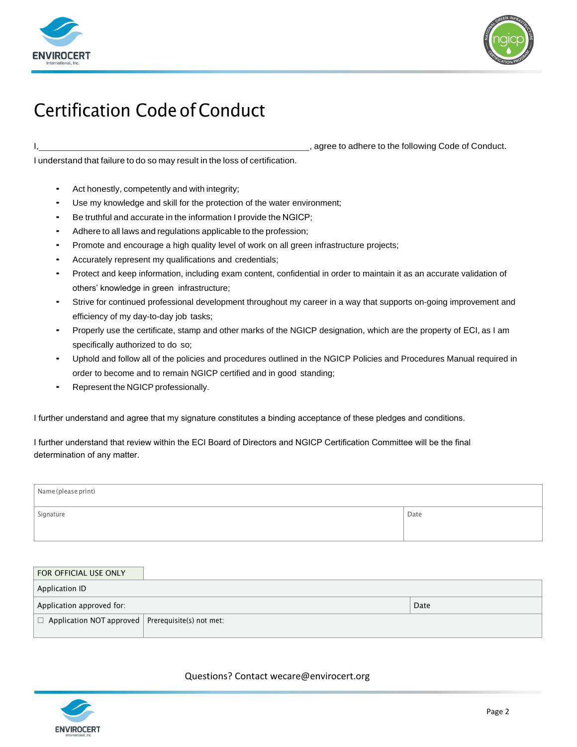# Certification Code of Conduct

I,\_\_\_\_\_\_\_\_\_\_\_\_\_\_\_\_\_\_\_\_\_\_\_\_\_\_\_\_\_\_\_\_\_\_\_\_\_\_\_\_\_\_\_\_\_\_\_\_\_\_\_\_\_\_\_\_, agree to adhere to the following Code of Conduct. I understand that failure to do so may result in the loss of certification.

- Act honestly, competently and with integrity;
- Use my knowledge and skill for the protection of the water environment;
- Be truthful and accurate in the information I provide the NGICP;
- Adhere to all laws and regulations applicable to the profession;
- Promote and encourage a high quality level of work on all green infrastructure projects;
- Accurately represent my qualifications and credentials;
- Protect and keep information, including exam content, confidential in order to maintain it as an accurate validation of others' knowledge in green infrastructure;
- Strive for continued professional development throughout my career in a way that supports on-going improvement and efficiency of my day-to-day job tasks;
- Properly use the certificate, stamp and other marks of the NGICP designation, which are the property of ECI, as I am specifically authorized to do so;
- Uphold and follow all of the policies and procedures outlined in the NGICP Policies and Procedures Manual required in order to become and to remain NGICP certified and in good standing;
- Represent the NGICP professionally.

I further understand and agree that my signature constitutes a binding acceptance of these pledges and conditions.

I further understand that review within the ECI Board of Directors and NGICP Certification Committee will be the final determination of any matter.

| | |
|---|---|
| Name (please print) | |
| Signature | Date |

| FOR OFFICIAL USE ONLY | | |
|---|---|---|
| Application ID | | |
| Application approved for: | | Date |
| ☐ Application NOT approved | Prerequisite(s) not met: | |

Questions? Contact wecare@envirocert.org